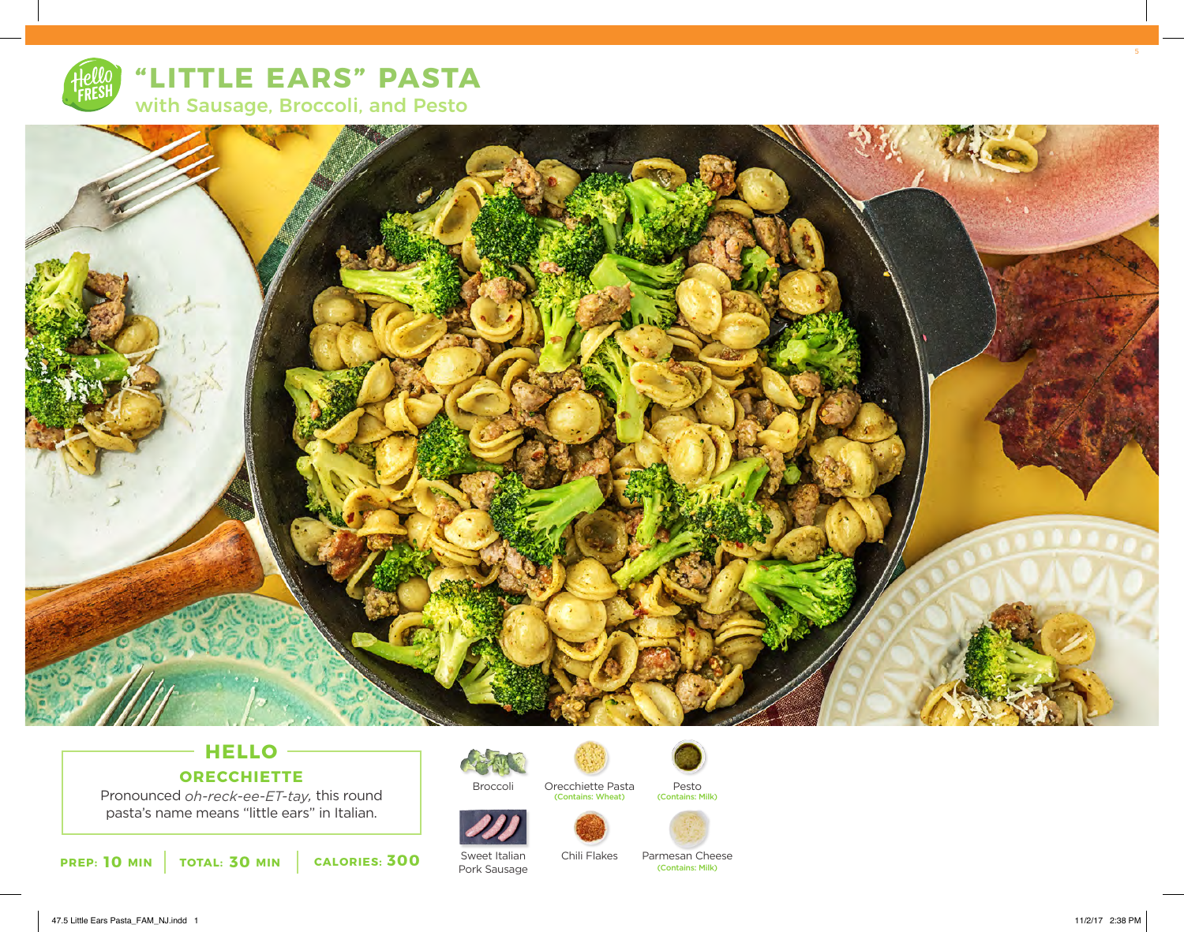# "LITTLE EARS" PASTA

## with Sausage, Broccoli, and Pesto

### HELLO ORECCHIETTE

Pronounced *oh-reck-ee-ET-tay*, this round pasta's name means "little ears" in Italian.

**PREP:** 10 MIN | **TOTAL:** 30 MIN | **CALORIES:** 300

- Broccoli
- Orecchiette Pasta (Contains: Wheat)
- Pesto (Contains: Milk)
- Sweet Italian Pork Sausage
- Chili Flakes
- Parmesan Cheese (Contains: Milk)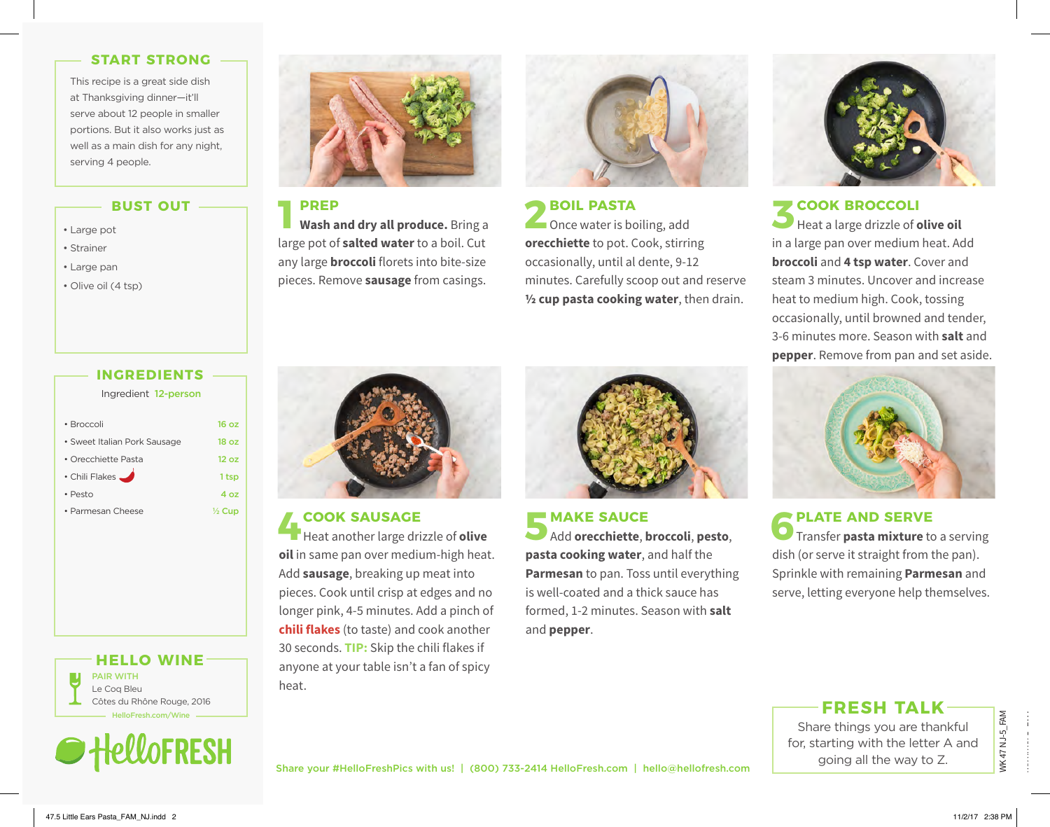## START STRONG

This recipe is a great side dish at Thanksgiving dinner—it'll serve about 12 people in smaller portions. But it also works just as well as a main dish for any night, serving 4 people.

## BUST OUT

- Large pot
- Strainer
- Large pan
- Olive oil (4 tsp)

## INGREDIENTS

| Ingredient | 12-person |
|---|---|
| • Broccoli | 16 oz |
| • Sweet Italian Pork Sausage | 18 oz |
| • Orecchiette Pasta | 12 oz |
| • Chili Flakes | 1 tsp |
| • Pesto | 4 oz |
| • Parmesan Cheese | ½ Cup |

## HELLO WINE

PAIR WITH
Le Coq Bleu
Côtes du Rhône Rouge, 2016
HelloFresh.com/Wine

HelloFRESH

### 1 PREP

**Wash and dry all produce.** Bring a large pot of **salted water** to a boil. Cut any large **broccoli** florets into bite-size pieces. Remove **sausage** from casings.

### 2 BOIL PASTA

Once water is boiling, add **orecchiette** to pot. Cook, stirring occasionally, until al dente, 9-12 minutes. Carefully scoop out and reserve **½ cup pasta cooking water**, then drain.

### 3 COOK BROCCOLI

Heat a large drizzle of **olive oil** in a large pan over medium heat. Add **broccoli** and **4 tsp water**. Cover and steam 3 minutes. Uncover and increase heat to medium high. Cook, tossing occasionally, until browned and tender, 3-6 minutes more. Season with **salt** and **pepper**. Remove from pan and set aside.

### 4 COOK SAUSAGE

Heat another large drizzle of **olive oil** in same pan over medium-high heat. Add **sausage**, breaking up meat into pieces. Cook until crisp at edges and no longer pink, 4-5 minutes. Add a pinch of **chili flakes** (to taste) and cook another 30 seconds. **TIP:** Skip the chili flakes if anyone at your table isn't a fan of spicy heat.

### 5 MAKE SAUCE

Add **orecchiette**, **broccoli**, **pesto**, **pasta cooking water**, and half the **Parmesan** to pan. Toss until everything is well-coated and a thick sauce has formed, 1-2 minutes. Season with **salt** and **pepper**.

### 6 PLATE AND SERVE

Transfer **pasta mixture** to a serving dish (or serve it straight from the pan). Sprinkle with remaining **Parmesan** and serve, letting everyone help themselves.

## FRESH TALK

Share things you are thankful for, starting with the letter A and going all the way to Z.

Share your #HelloFreshPics with us! | (800) 733-2414 HelloFresh.com | hello@hellofresh.com

WK 47 NJ-5_FAM